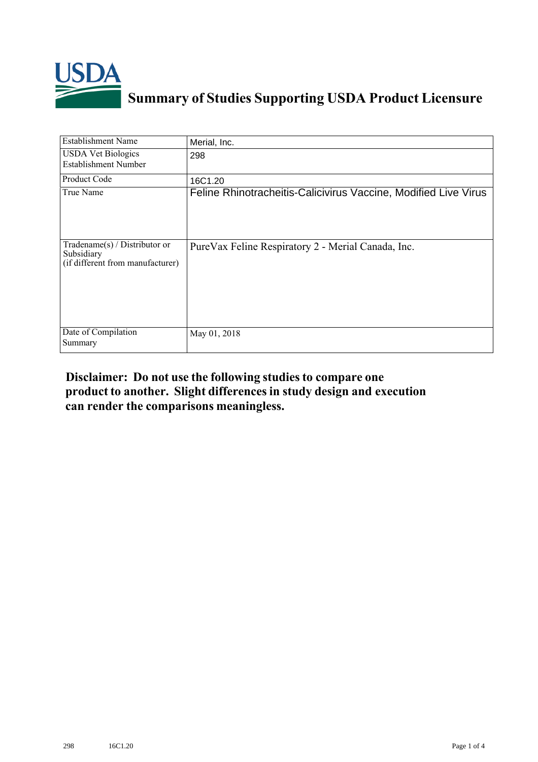# Summary of Studies Supporting USDA Product Licensure

| | |
|---|---|
| Establishment Name | Merial, Inc. |
| USDA Vet Biologics Establishment Number | 298 |
| Product Code | 16C1.20 |
| True Name | Feline Rhinotracheitis-Calicivirus Vaccine, Modified Live Virus |
| Tradename(s) / Distributor or Subsidiary (if different from manufacturer) | PureVax Feline Respiratory 2 - Merial Canada, Inc. |
| Date of Compilation Summary | May 01, 2018 |

**Disclaimer: Do not use the following studies to compare one product to another. Slight differences in study design and execution can render the comparisons meaningless.**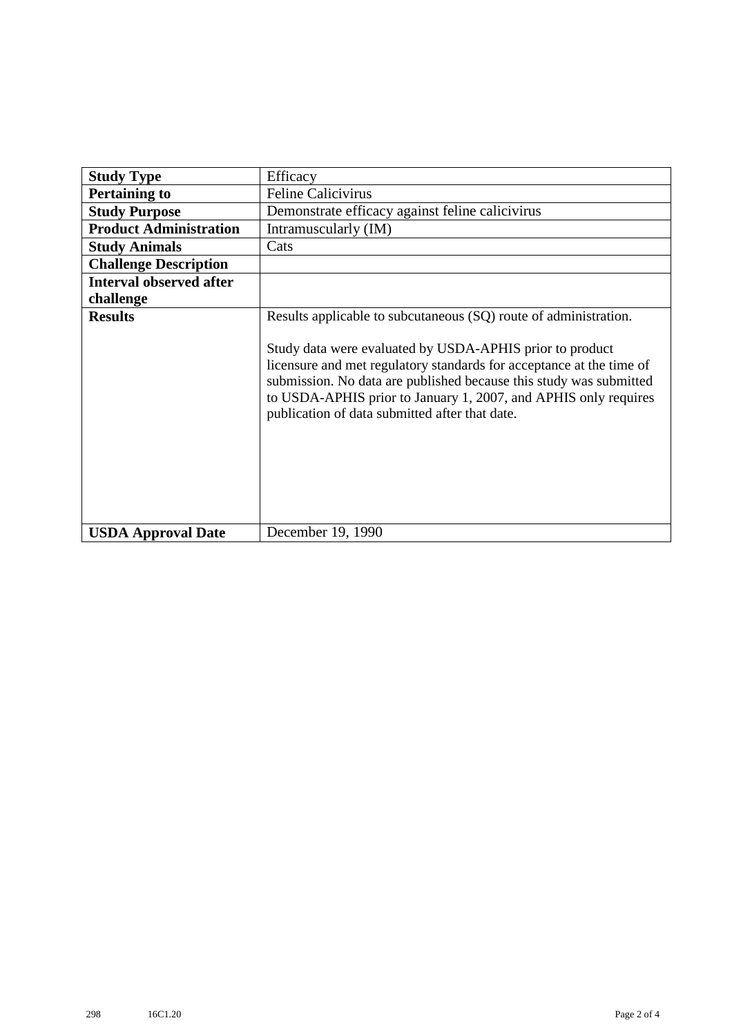| **Study Type** | Efficacy |
|---|---|
| **Pertaining to** | Feline Calicivirus |
| **Study Purpose** | Demonstrate efficacy against feline calicivirus |
| **Product Administration** | Intramuscularly (IM) |
| **Study Animals** | Cats |
| **Challenge Description** | |
| **Interval observed after challenge** | |
| **Results** | Results applicable to subcutaneous (SQ) route of administration.<br><br>Study data were evaluated by USDA-APHIS prior to product licensure and met regulatory standards for acceptance at the time of submission. No data are published because this study was submitted to USDA-APHIS prior to January 1, 2007, and APHIS only requires publication of data submitted after that date. |
| **USDA Approval Date** | December 19, 1990 |

298 16C1.20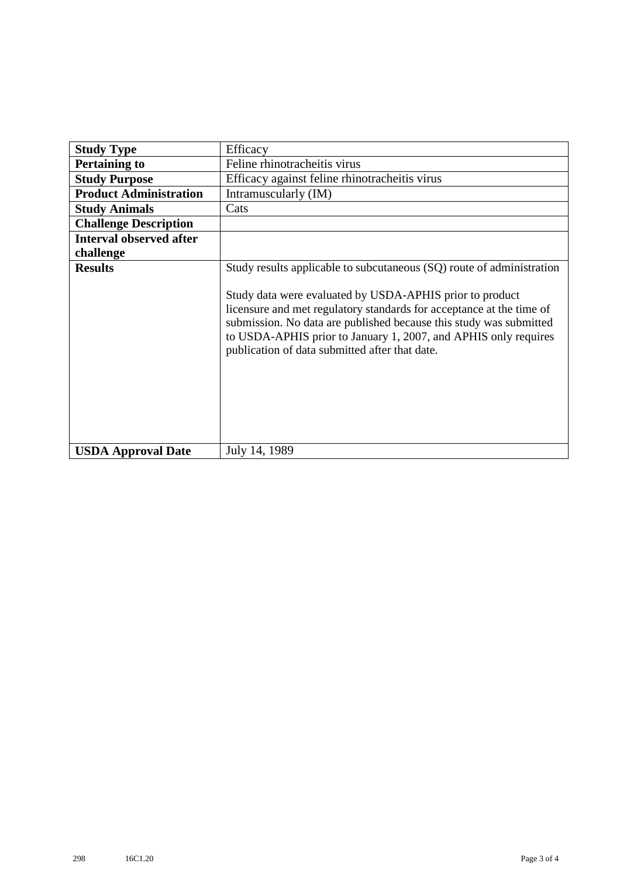| Study Type | Efficacy |
| --- | --- |
| **Pertaining to** | Feline rhinotracheitis virus |
| **Study Purpose** | Efficacy against feline rhinotracheitis virus |
| **Product Administration** | Intramuscularly (IM) |
| **Study Animals** | Cats |
| **Challenge Description** | |
| **Interval observed after challenge** | |
| **Results** | Study results applicable to subcutaneous (SQ) route of administration<br><br>Study data were evaluated by USDA-APHIS prior to product licensure and met regulatory standards for acceptance at the time of submission. No data are published because this study was submitted to USDA-APHIS prior to January 1, 2007, and APHIS only requires publication of data submitted after that date. |
| **USDA Approval Date** | July 14, 1989 |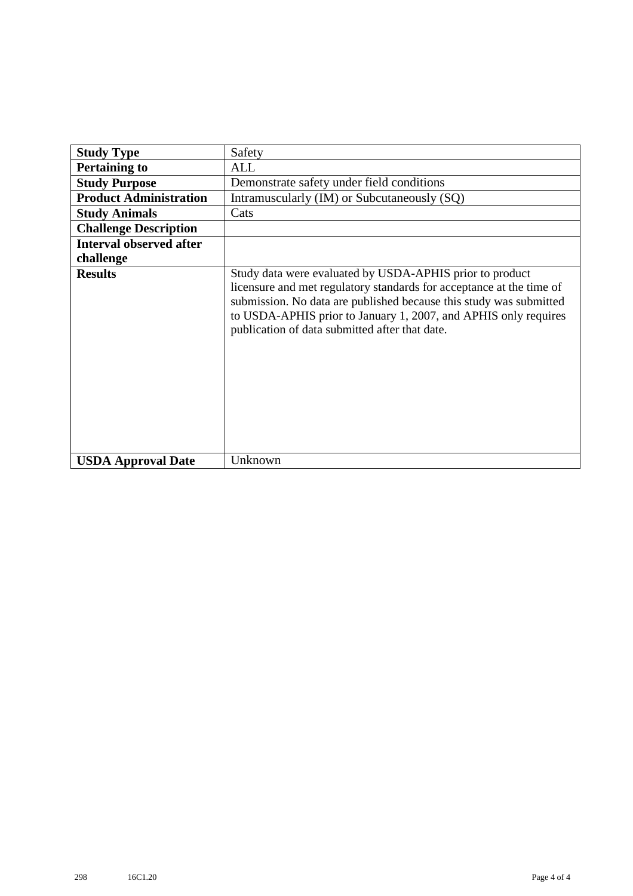| | |
|---|---|
| **Study Type** | Safety |
| **Pertaining to** | ALL |
| **Study Purpose** | Demonstrate safety under field conditions |
| **Product Administration** | Intramuscularly (IM) or Subcutaneously (SQ) |
| **Study Animals** | Cats |
| **Challenge Description** | |
| **Interval observed after challenge** | |
| **Results** | Study data were evaluated by USDA-APHIS prior to product licensure and met regulatory standards for acceptance at the time of submission. No data are published because this study was submitted to USDA-APHIS prior to January 1, 2007, and APHIS only requires publication of data submitted after that date. |
| **USDA Approval Date** | Unknown |